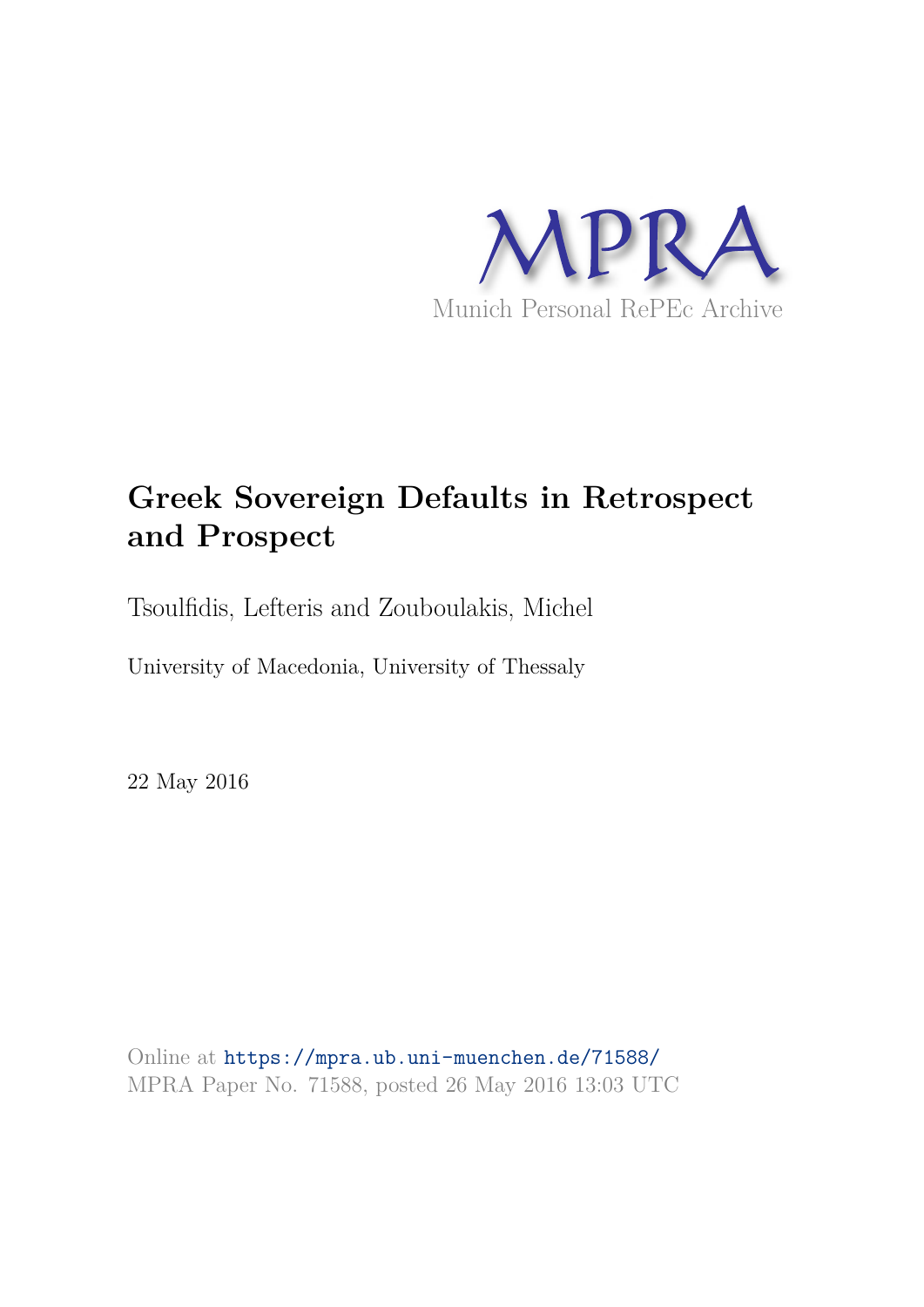MPRA

Munich Personal RePEc Archive

# Greek Sovereign Defaults in Retrospect and Prospect

Tsoulfidis, Lefteris and Zouboulakis, Michel

University of Macedonia, University of Thessaly

22 May 2016

Online at https://mpra.ub.uni-muenchen.de/71588/
MPRA Paper No. 71588, posted 26 May 2016 13:03 UTC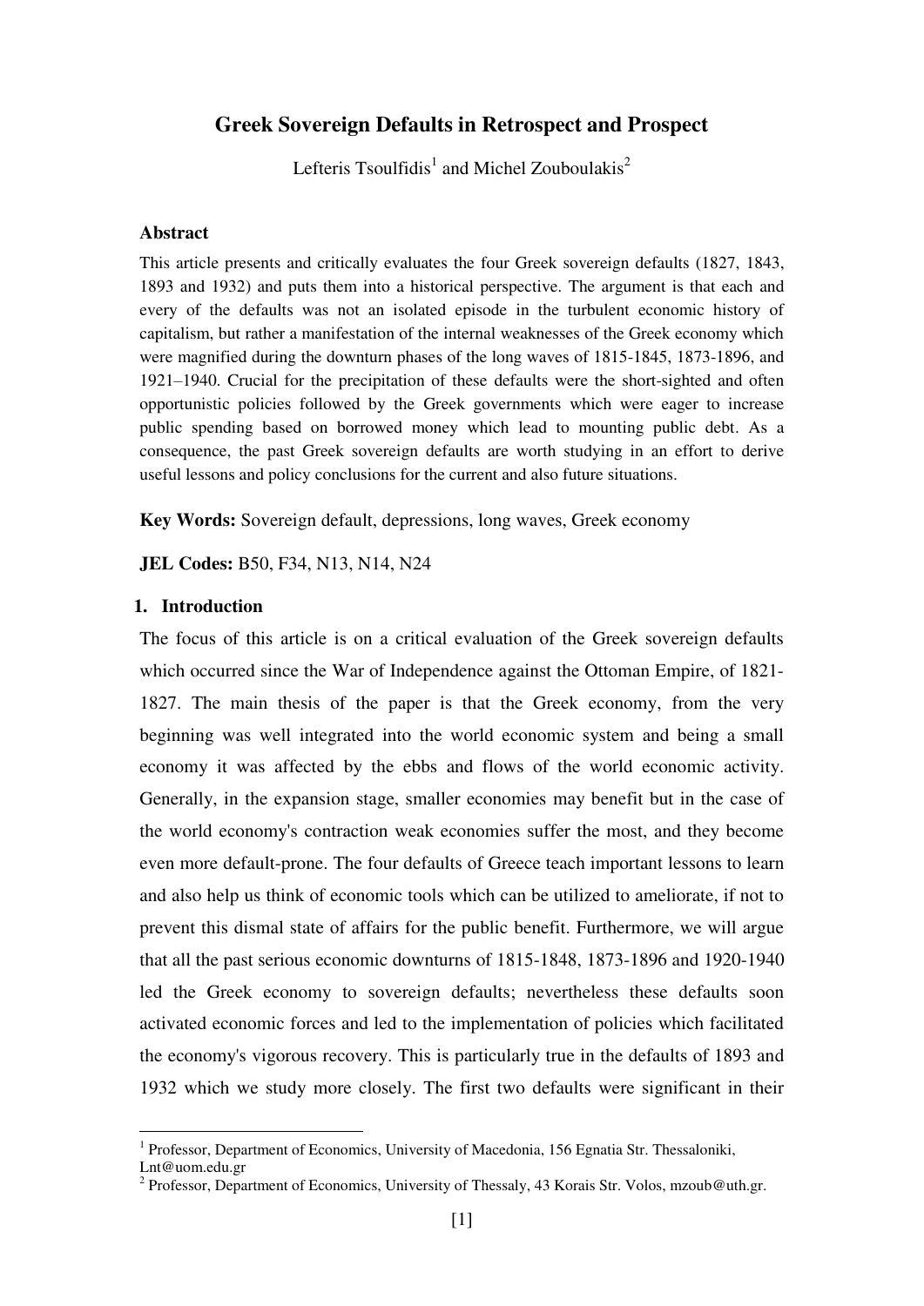# Greek Sovereign Defaults in Retrospect and Prospect

Lefteris Tsoulfidis[1] and Michel Zouboulakis[2]

## Abstract

This article presents and critically evaluates the four Greek sovereign defaults (1827, 1843, 1893 and 1932) and puts them into a historical perspective. The argument is that each and every of the defaults was not an isolated episode in the turbulent economic history of capitalism, but rather a manifestation of the internal weaknesses of the Greek economy which were magnified during the downturn phases of the long waves of 1815-1845, 1873-1896, and 1921–1940. Crucial for the precipitation of these defaults were the short-sighted and often opportunistic policies followed by the Greek governments which were eager to increase public spending based on borrowed money which lead to mounting public debt. As a consequence, the past Greek sovereign defaults are worth studying in an effort to derive useful lessons and policy conclusions for the current and also future situations.

**Key Words:** Sovereign default, depressions, long waves, Greek economy

**JEL Codes:** B50, F34, N13, N14, N24

## 1. Introduction

The focus of this article is on a critical evaluation of the Greek sovereign defaults which occurred since the War of Independence against the Ottoman Empire, of 1821-1827. The main thesis of the paper is that the Greek economy, from the very beginning was well integrated into the world economic system and being a small economy it was affected by the ebbs and flows of the world economic activity. Generally, in the expansion stage, smaller economies may benefit but in the case of the world economy's contraction weak economies suffer the most, and they become even more default-prone. The four defaults of Greece teach important lessons to learn and also help us think of economic tools which can be utilized to ameliorate, if not to prevent this dismal state of affairs for the public benefit. Furthermore, we will argue that all the past serious economic downturns of 1815-1848, 1873-1896 and 1920-1940 led the Greek economy to sovereign defaults; nevertheless these defaults soon activated economic forces and led to the implementation of policies which facilitated the economy's vigorous recovery. This is particularly true in the defaults of 1893 and 1932 which we study more closely. The first two defaults were significant in their

---

[1] Professor, Department of Economics, University of Macedonia, 156 Egnatia Str. Thessaloniki, Lnt@uom.edu.gr

[2] Professor, Department of Economics, University of Thessaly, 43 Korais Str. Volos, mzoub@uth.gr.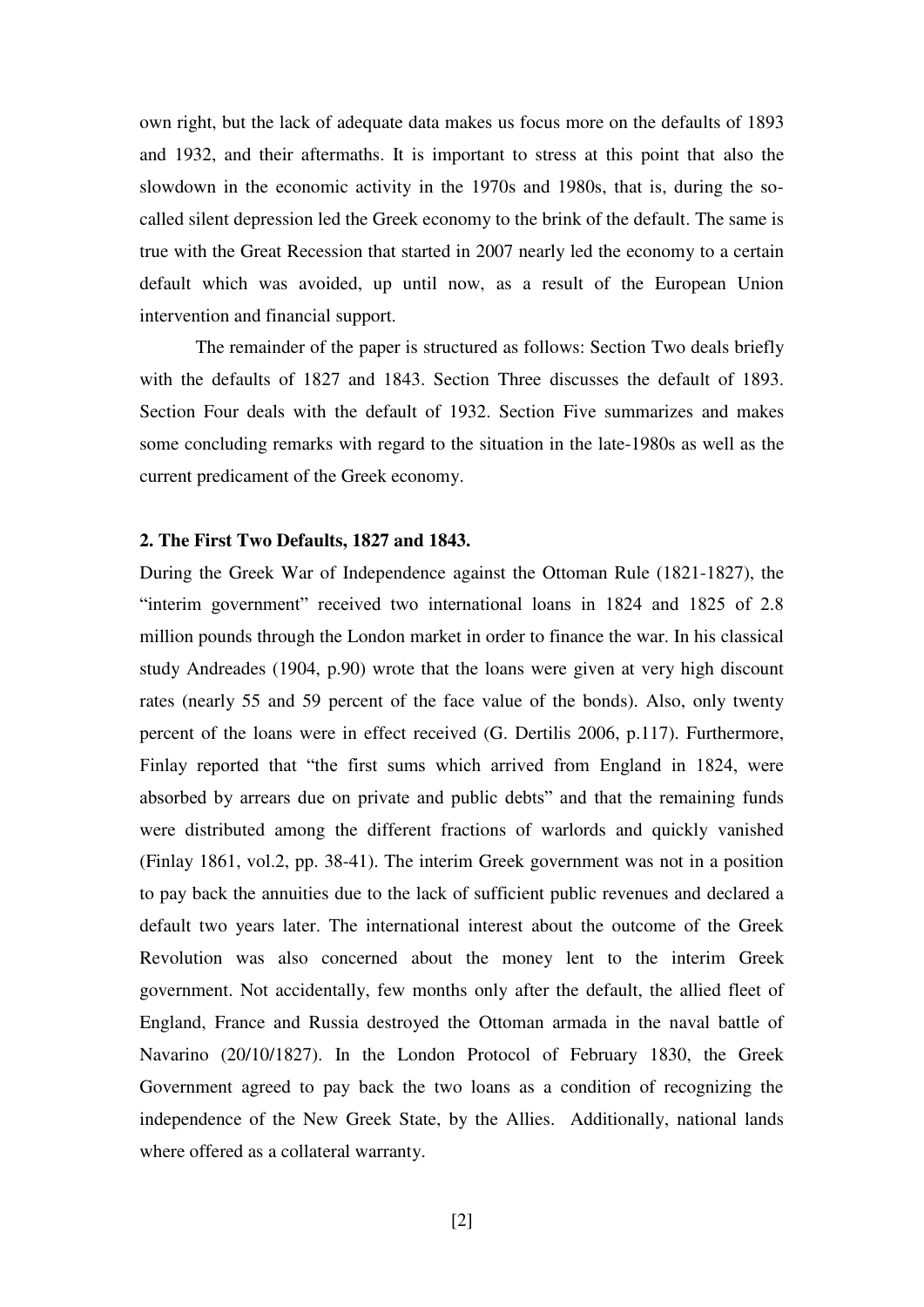own right, but the lack of adequate data makes us focus more on the defaults of 1893 and 1932, and their aftermaths. It is important to stress at this point that also the slowdown in the economic activity in the 1970s and 1980s, that is, during the so-called silent depression led the Greek economy to the brink of the default. The same is true with the Great Recession that started in 2007 nearly led the economy to a certain default which was avoided, up until now, as a result of the European Union intervention and financial support.

The remainder of the paper is structured as follows: Section Two deals briefly with the defaults of 1827 and 1843. Section Three discusses the default of 1893. Section Four deals with the default of 1932. Section Five summarizes and makes some concluding remarks with regard to the situation in the late-1980s as well as the current predicament of the Greek economy.

## 2. The First Two Defaults, 1827 and 1843.

During the Greek War of Independence against the Ottoman Rule (1821-1827), the "interim government" received two international loans in 1824 and 1825 of 2.8 million pounds through the London market in order to finance the war. In his classical study Andreades (1904, p.90) wrote that the loans were given at very high discount rates (nearly 55 and 59 percent of the face value of the bonds). Also, only twenty percent of the loans were in effect received (G. Dertilis 2006, p.117). Furthermore, Finlay reported that "the first sums which arrived from England in 1824, were absorbed by arrears due on private and public debts" and that the remaining funds were distributed among the different fractions of warlords and quickly vanished (Finlay 1861, vol.2, pp. 38-41). The interim Greek government was not in a position to pay back the annuities due to the lack of sufficient public revenues and declared a default two years later. The international interest about the outcome of the Greek Revolution was also concerned about the money lent to the interim Greek government. Not accidentally, few months only after the default, the allied fleet of England, France and Russia destroyed the Ottoman armada in the naval battle of Navarino (20/10/1827). In the London Protocol of February 1830, the Greek Government agreed to pay back the two loans as a condition of recognizing the independence of the New Greek State, by the Allies. Additionally, national lands where offered as a collateral warranty.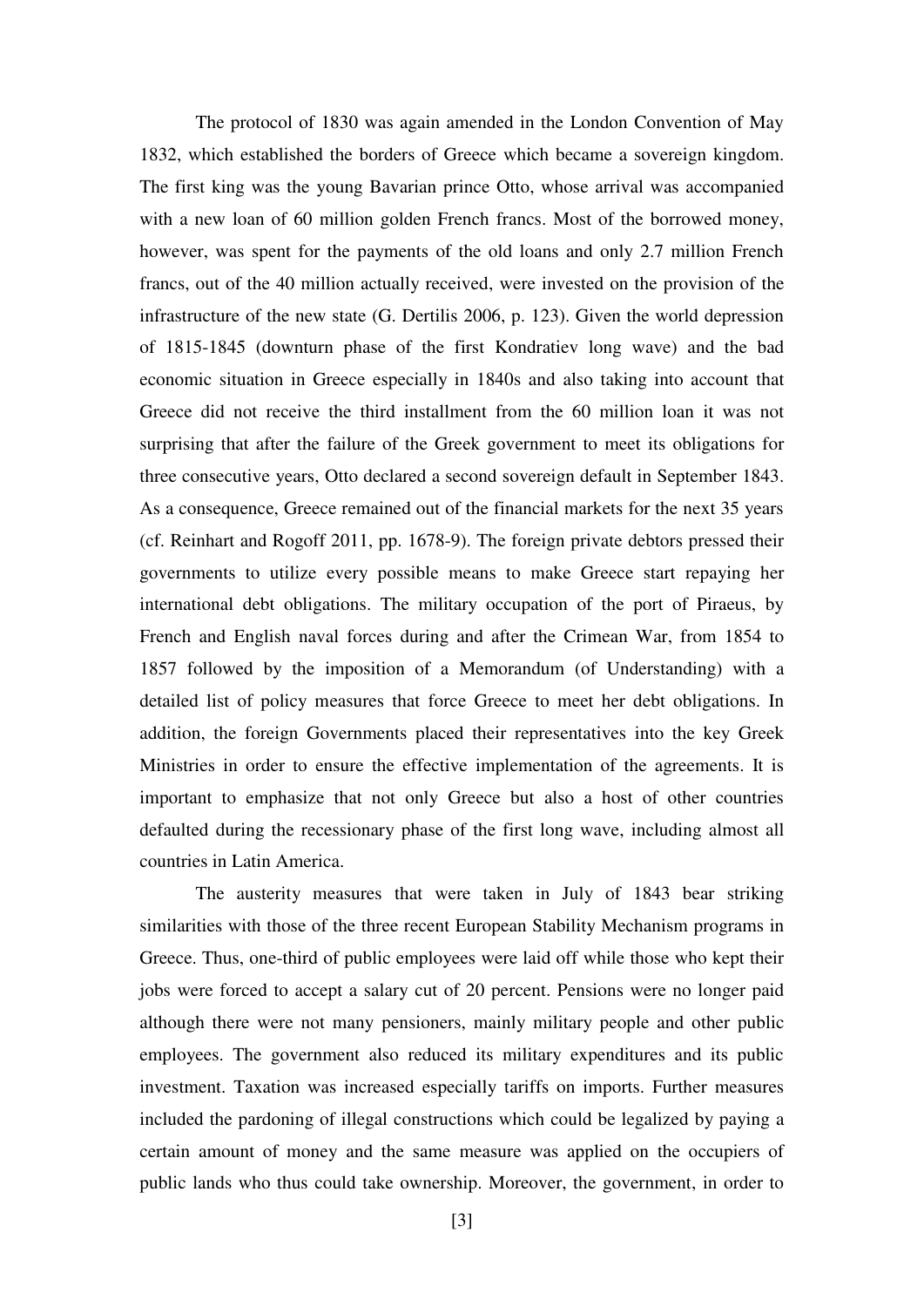The protocol of 1830 was again amended in the London Convention of May 1832, which established the borders of Greece which became a sovereign kingdom. The first king was the young Bavarian prince Otto, whose arrival was accompanied with a new loan of 60 million golden French francs. Most of the borrowed money, however, was spent for the payments of the old loans and only 2.7 million French francs, out of the 40 million actually received, were invested on the provision of the infrastructure of the new state (G. Dertilis 2006, p. 123). Given the world depression of 1815-1845 (downturn phase of the first Kondratiev long wave) and the bad economic situation in Greece especially in 1840s and also taking into account that Greece did not receive the third installment from the 60 million loan it was not surprising that after the failure of the Greek government to meet its obligations for three consecutive years, Otto declared a second sovereign default in September 1843. As a consequence, Greece remained out of the financial markets for the next 35 years (cf. Reinhart and Rogoff 2011, pp. 1678-9). The foreign private debtors pressed their governments to utilize every possible means to make Greece start repaying her international debt obligations. The military occupation of the port of Piraeus, by French and English naval forces during and after the Crimean War, from 1854 to 1857 followed by the imposition of a Memorandum (of Understanding) with a detailed list of policy measures that force Greece to meet her debt obligations. In addition, the foreign Governments placed their representatives into the key Greek Ministries in order to ensure the effective implementation of the agreements. It is important to emphasize that not only Greece but also a host of other countries defaulted during the recessionary phase of the first long wave, including almost all countries in Latin America.

The austerity measures that were taken in July of 1843 bear striking similarities with those of the three recent European Stability Mechanism programs in Greece. Thus, one-third of public employees were laid off while those who kept their jobs were forced to accept a salary cut of 20 percent. Pensions were no longer paid although there were not many pensioners, mainly military people and other public employees. The government also reduced its military expenditures and its public investment. Taxation was increased especially tariffs on imports. Further measures included the pardoning of illegal constructions which could be legalized by paying a certain amount of money and the same measure was applied on the occupiers of public lands who thus could take ownership. Moreover, the government, in order to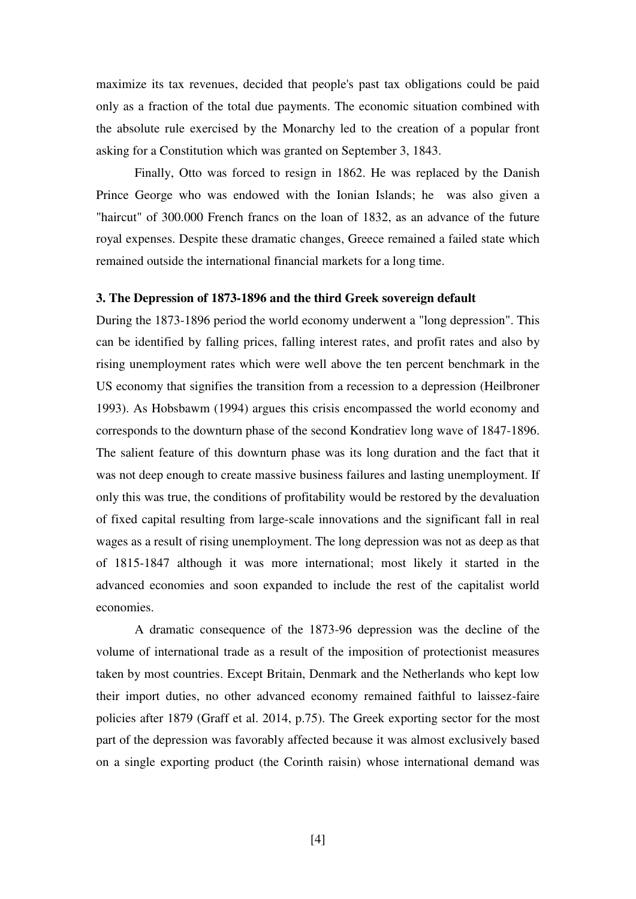maximize its tax revenues, decided that people's past tax obligations could be paid only as a fraction of the total due payments. The economic situation combined with the absolute rule exercised by the Monarchy led to the creation of a popular front asking for a Constitution which was granted on September 3, 1843.

Finally, Otto was forced to resign in 1862. He was replaced by the Danish Prince George who was endowed with the Ionian Islands; he was also given a "haircut" of 300.000 French francs on the loan of 1832, as an advance of the future royal expenses. Despite these dramatic changes, Greece remained a failed state which remained outside the international financial markets for a long time.

### 3. The Depression of 1873-1896 and the third Greek sovereign default

During the 1873-1896 period the world economy underwent a "long depression". This can be identified by falling prices, falling interest rates, and profit rates and also by rising unemployment rates which were well above the ten percent benchmark in the US economy that signifies the transition from a recession to a depression (Heilbroner 1993). As Hobsbawm (1994) argues this crisis encompassed the world economy and corresponds to the downturn phase of the second Kondratiev long wave of 1847-1896. The salient feature of this downturn phase was its long duration and the fact that it was not deep enough to create massive business failures and lasting unemployment. If only this was true, the conditions of profitability would be restored by the devaluation of fixed capital resulting from large-scale innovations and the significant fall in real wages as a result of rising unemployment. The long depression was not as deep as that of 1815-1847 although it was more international; most likely it started in the advanced economies and soon expanded to include the rest of the capitalist world economies.

A dramatic consequence of the 1873-96 depression was the decline of the volume of international trade as a result of the imposition of protectionist measures taken by most countries. Except Britain, Denmark and the Netherlands who kept low their import duties, no other advanced economy remained faithful to laissez-faire policies after 1879 (Graff et al. 2014, p.75). The Greek exporting sector for the most part of the depression was favorably affected because it was almost exclusively based on a single exporting product (the Corinth raisin) whose international demand was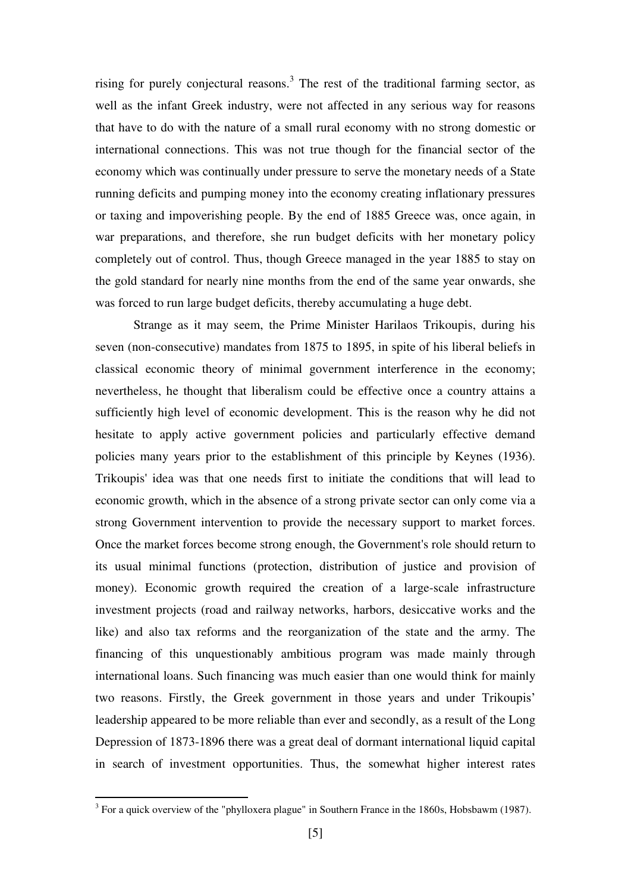rising for purely conjectural reasons.[3] The rest of the traditional farming sector, as well as the infant Greek industry, were not affected in any serious way for reasons that have to do with the nature of a small rural economy with no strong domestic or international connections. This was not true though for the financial sector of the economy which was continually under pressure to serve the monetary needs of a State running deficits and pumping money into the economy creating inflationary pressures or taxing and impoverishing people. By the end of 1885 Greece was, once again, in war preparations, and therefore, she run budget deficits with her monetary policy completely out of control. Thus, though Greece managed in the year 1885 to stay on the gold standard for nearly nine months from the end of the same year onwards, she was forced to run large budget deficits, thereby accumulating a huge debt.

Strange as it may seem, the Prime Minister Harilaos Trikoupis, during his seven (non-consecutive) mandates from 1875 to 1895, in spite of his liberal beliefs in classical economic theory of minimal government interference in the economy; nevertheless, he thought that liberalism could be effective once a country attains a sufficiently high level of economic development. This is the reason why he did not hesitate to apply active government policies and particularly effective demand policies many years prior to the establishment of this principle by Keynes (1936). Trikoupis' idea was that one needs first to initiate the conditions that will lead to economic growth, which in the absence of a strong private sector can only come via a strong Government intervention to provide the necessary support to market forces. Once the market forces become strong enough, the Government's role should return to its usual minimal functions (protection, distribution of justice and provision of money). Economic growth required the creation of a large-scale infrastructure investment projects (road and railway networks, harbors, desiccative works and the like) and also tax reforms and the reorganization of the state and the army. The financing of this unquestionably ambitious program was made mainly through international loans. Such financing was much easier than one would think for mainly two reasons. Firstly, the Greek government in those years and under Trikoupis' leadership appeared to be more reliable than ever and secondly, as a result of the Long Depression of 1873-1896 there was a great deal of dormant international liquid capital in search of investment opportunities. Thus, the somewhat higher interest rates

---

[3] For a quick overview of the "phylloxera plague" in Southern France in the 1860s, Hobsbawm (1987).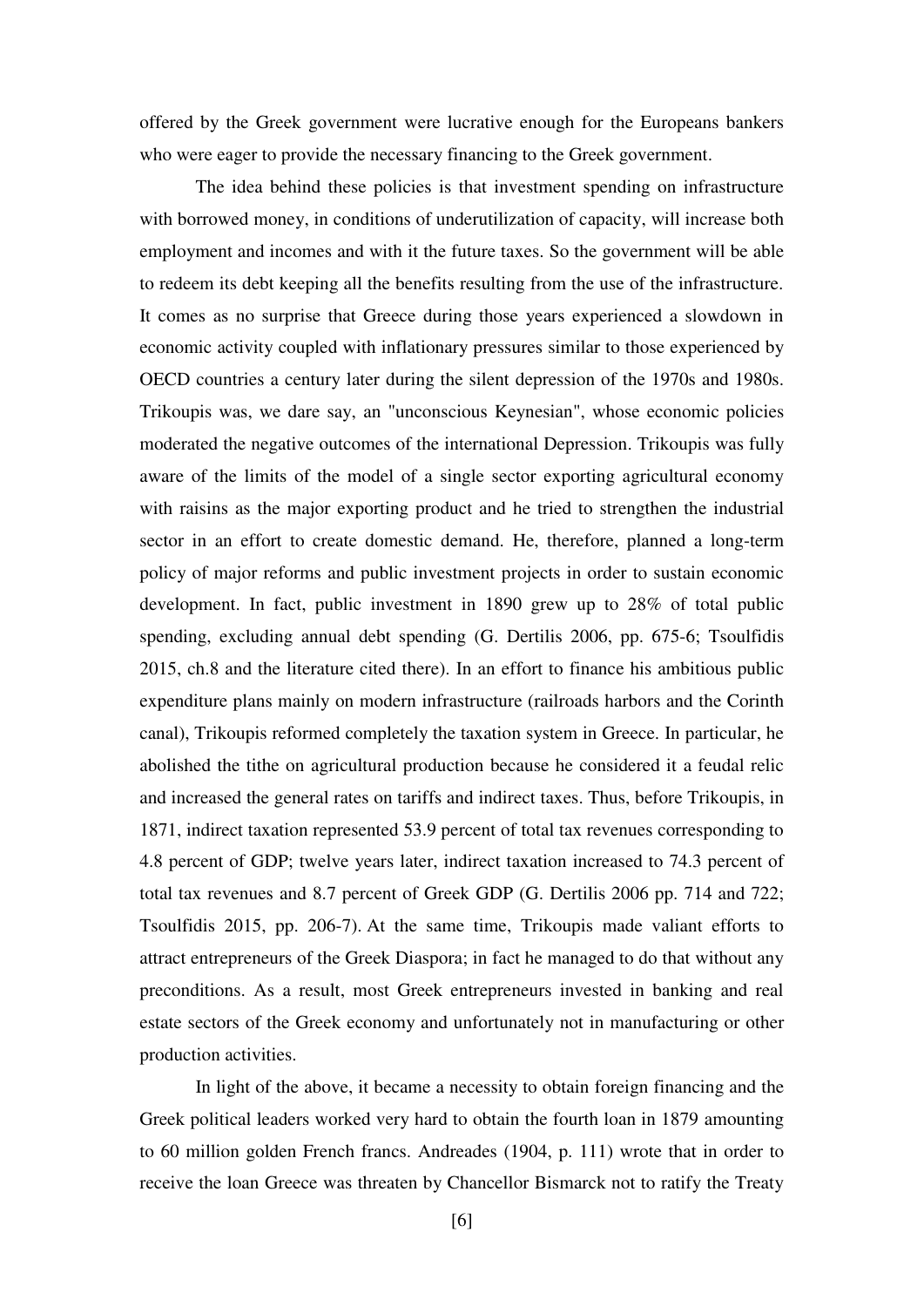offered by the Greek government were lucrative enough for the Europeans bankers who were eager to provide the necessary financing to the Greek government.

The idea behind these policies is that investment spending on infrastructure with borrowed money, in conditions of underutilization of capacity, will increase both employment and incomes and with it the future taxes. So the government will be able to redeem its debt keeping all the benefits resulting from the use of the infrastructure. It comes as no surprise that Greece during those years experienced a slowdown in economic activity coupled with inflationary pressures similar to those experienced by OECD countries a century later during the silent depression of the 1970s and 1980s. Trikoupis was, we dare say, an "unconscious Keynesian", whose economic policies moderated the negative outcomes of the international Depression. Trikoupis was fully aware of the limits of the model of a single sector exporting agricultural economy with raisins as the major exporting product and he tried to strengthen the industrial sector in an effort to create domestic demand. He, therefore, planned a long-term policy of major reforms and public investment projects in order to sustain economic development. In fact, public investment in 1890 grew up to 28% of total public spending, excluding annual debt spending (G. Dertilis 2006, pp. 675-6; Tsoulfidis 2015, ch.8 and the literature cited there). In an effort to finance his ambitious public expenditure plans mainly on modern infrastructure (railroads harbors and the Corinth canal), Trikoupis reformed completely the taxation system in Greece. In particular, he abolished the tithe on agricultural production because he considered it a feudal relic and increased the general rates on tariffs and indirect taxes. Thus, before Trikoupis, in 1871, indirect taxation represented 53.9 percent of total tax revenues corresponding to 4.8 percent of GDP; twelve years later, indirect taxation increased to 74.3 percent of total tax revenues and 8.7 percent of Greek GDP (G. Dertilis 2006 pp. 714 and 722; Tsoulfidis 2015, pp. 206-7). At the same time, Trikoupis made valiant efforts to attract entrepreneurs of the Greek Diaspora; in fact he managed to do that without any preconditions. As a result, most Greek entrepreneurs invested in banking and real estate sectors of the Greek economy and unfortunately not in manufacturing or other production activities.

In light of the above, it became a necessity to obtain foreign financing and the Greek political leaders worked very hard to obtain the fourth loan in 1879 amounting to 60 million golden French francs. Andreades (1904, p. 111) wrote that in order to receive the loan Greece was threaten by Chancellor Bismarck not to ratify the Treaty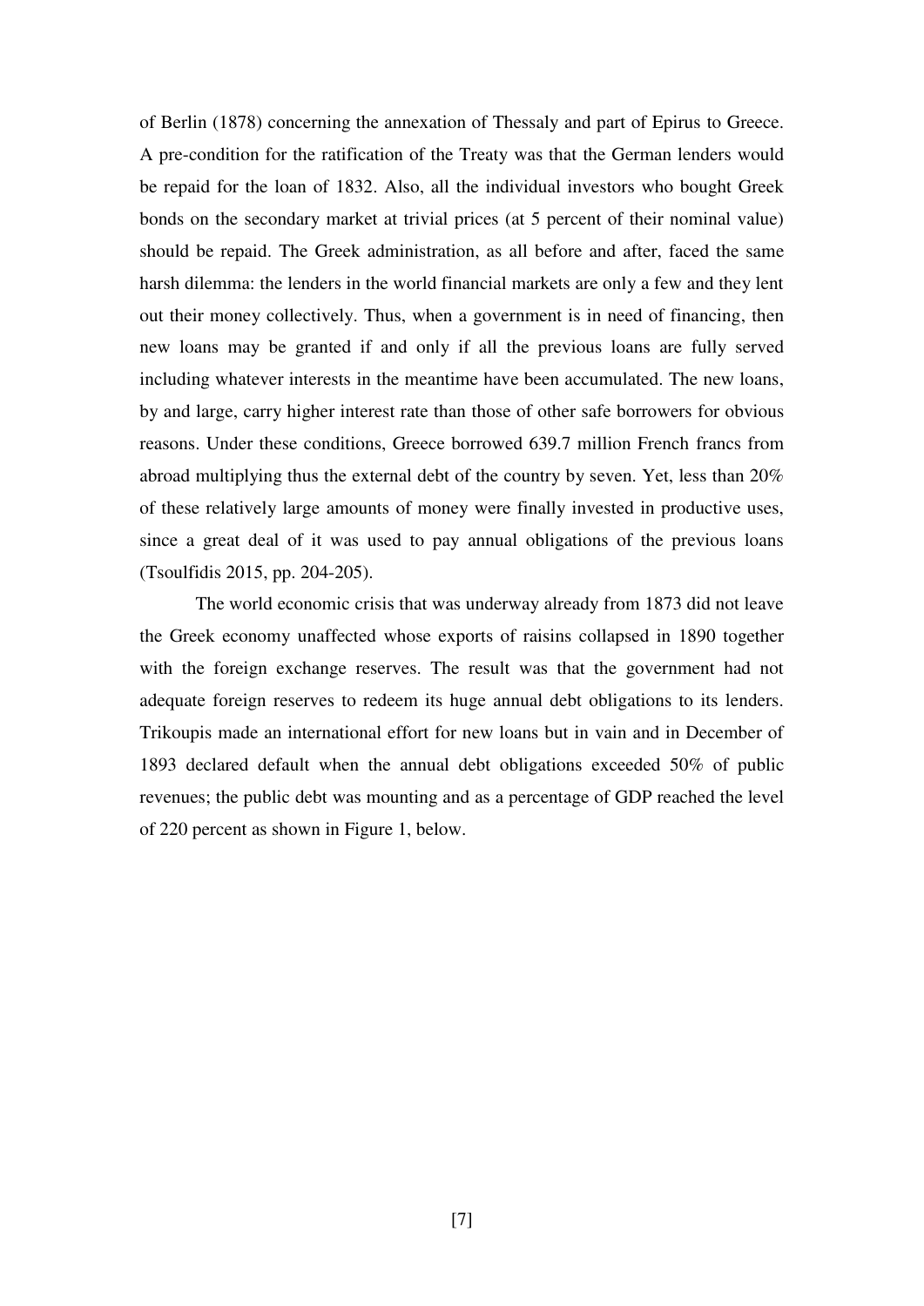of Berlin (1878) concerning the annexation of Thessaly and part of Epirus to Greece. A pre-condition for the ratification of the Treaty was that the German lenders would be repaid for the loan of 1832. Also, all the individual investors who bought Greek bonds on the secondary market at trivial prices (at 5 percent of their nominal value) should be repaid. The Greek administration, as all before and after, faced the same harsh dilemma: the lenders in the world financial markets are only a few and they lent out their money collectively. Thus, when a government is in need of financing, then new loans may be granted if and only if all the previous loans are fully served including whatever interests in the meantime have been accumulated. The new loans, by and large, carry higher interest rate than those of other safe borrowers for obvious reasons. Under these conditions, Greece borrowed 639.7 million French francs from abroad multiplying thus the external debt of the country by seven. Yet, less than 20% of these relatively large amounts of money were finally invested in productive uses, since a great deal of it was used to pay annual obligations of the previous loans (Tsoulfidis 2015, pp. 204-205).

The world economic crisis that was underway already from 1873 did not leave the Greek economy unaffected whose exports of raisins collapsed in 1890 together with the foreign exchange reserves. The result was that the government had not adequate foreign reserves to redeem its huge annual debt obligations to its lenders. Trikoupis made an international effort for new loans but in vain and in December of 1893 declared default when the annual debt obligations exceeded 50% of public revenues; the public debt was mounting and as a percentage of GDP reached the level of 220 percent as shown in Figure 1, below.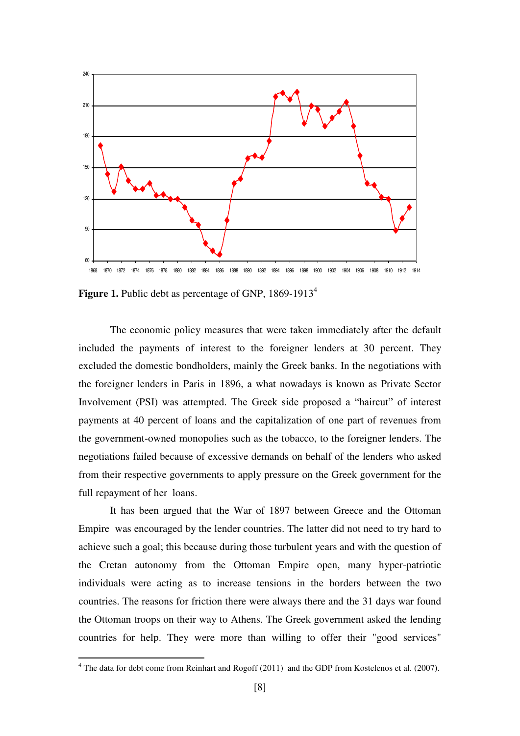**Figure 1.** Public debt as percentage of GNP, 1869-1913[4]

The economic policy measures that were taken immediately after the default included the payments of interest to the foreigner lenders at 30 percent. They excluded the domestic bondholders, mainly the Greek banks. In the negotiations with the foreigner lenders in Paris in 1896, a what nowadays is known as Private Sector Involvement (PSI) was attempted. The Greek side proposed a "haircut" of interest payments at 40 percent of loans and the capitalization of one part of revenues from the government-owned monopolies such as the tobacco, to the foreigner lenders. The negotiations failed because of excessive demands on behalf of the lenders who asked from their respective governments to apply pressure on the Greek government for the full repayment of her loans.

It has been argued that the War of 1897 between Greece and the Ottoman Empire was encouraged by the lender countries. The latter did not need to try hard to achieve such a goal; this because during those turbulent years and with the question of the Cretan autonomy from the Ottoman Empire open, many hyper-patriotic individuals were acting as to increase tensions in the borders between the two countries. The reasons for friction there were always there and the 31 days war found the Ottoman troops on their way to Athens. The Greek government asked the lending countries for help. They were more than willing to offer their "good services"

[4] The data for debt come from Reinhart and Rogoff (2011) and the GDP from Kostelenos et al. (2007).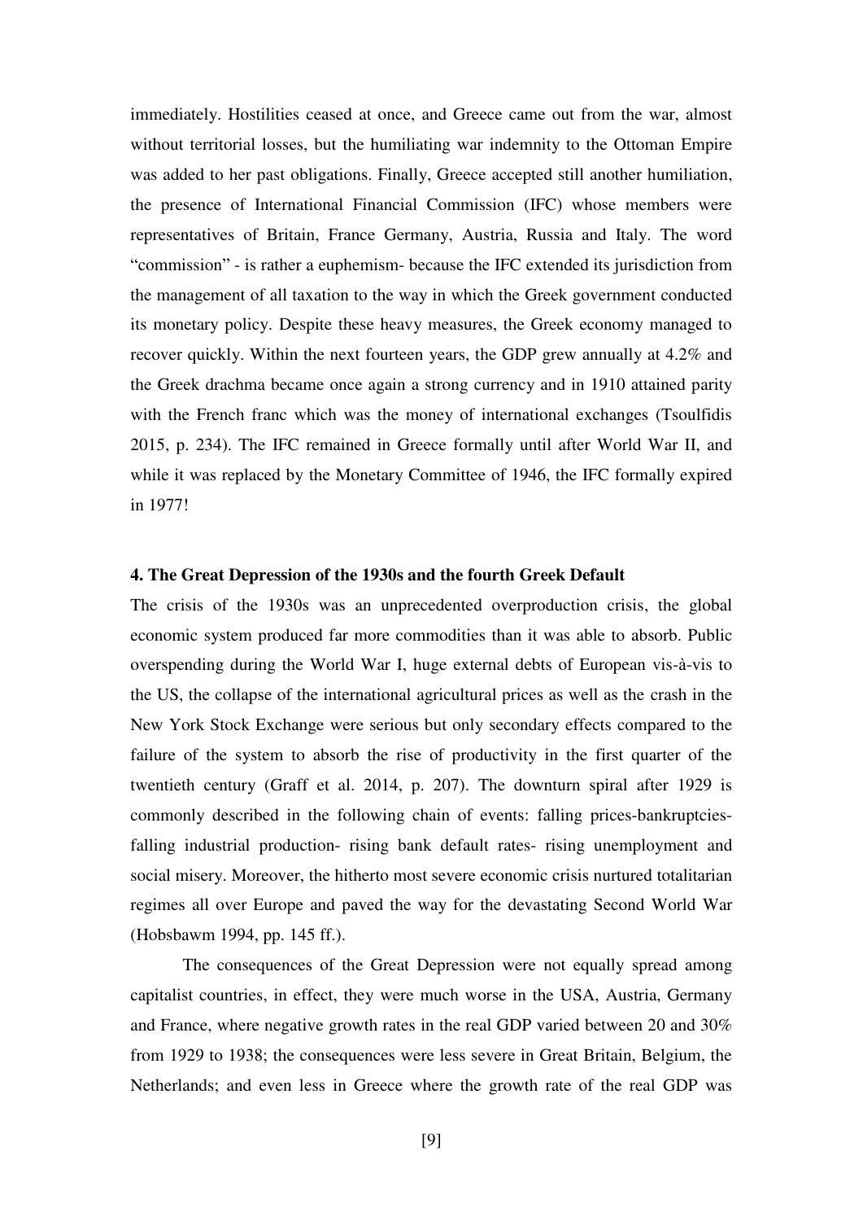immediately. Hostilities ceased at once, and Greece came out from the war, almost without territorial losses, but the humiliating war indemnity to the Ottoman Empire was added to her past obligations. Finally, Greece accepted still another humiliation, the presence of International Financial Commission (IFC) whose members were representatives of Britain, France Germany, Austria, Russia and Italy. The word "commission" - is rather a euphemism- because the IFC extended its jurisdiction from the management of all taxation to the way in which the Greek government conducted its monetary policy. Despite these heavy measures, the Greek economy managed to recover quickly. Within the next fourteen years, the GDP grew annually at 4.2% and the Greek drachma became once again a strong currency and in 1910 attained parity with the French franc which was the money of international exchanges (Tsoulfidis 2015, p. 234). The IFC remained in Greece formally until after World War II, and while it was replaced by the Monetary Committee of 1946, the IFC formally expired in 1977!

### 4. The Great Depression of the 1930s and the fourth Greek Default

The crisis of the 1930s was an unprecedented overproduction crisis, the global economic system produced far more commodities than it was able to absorb. Public overspending during the World War I, huge external debts of European vis-à-vis to the US, the collapse of the international agricultural prices as well as the crash in the New York Stock Exchange were serious but only secondary effects compared to the failure of the system to absorb the rise of productivity in the first quarter of the twentieth century (Graff et al. 2014, p. 207). The downturn spiral after 1929 is commonly described in the following chain of events: falling prices-bankruptcies-falling industrial production- rising bank default rates- rising unemployment and social misery. Moreover, the hitherto most severe economic crisis nurtured totalitarian regimes all over Europe and paved the way for the devastating Second World War (Hobsbawm 1994, pp. 145 ff.).

The consequences of the Great Depression were not equally spread among capitalist countries, in effect, they were much worse in the USA, Austria, Germany and France, where negative growth rates in the real GDP varied between 20 and 30% from 1929 to 1938; the consequences were less severe in Great Britain, Belgium, the Netherlands; and even less in Greece where the growth rate of the real GDP was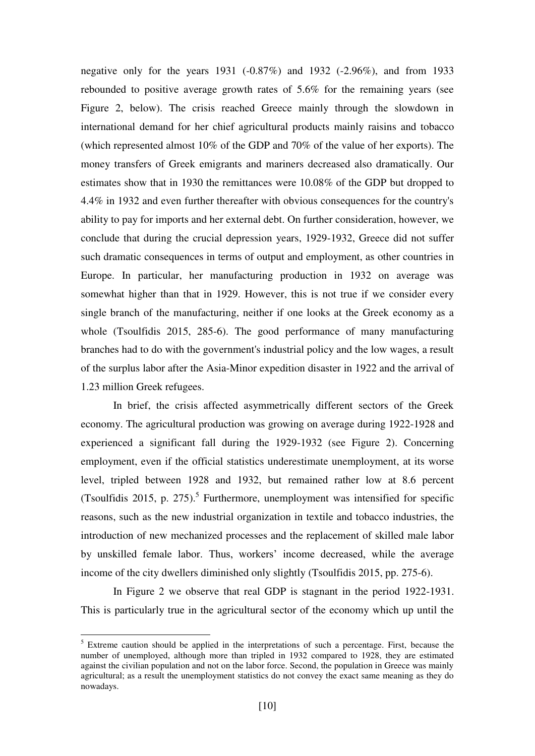negative only for the years 1931 (-0.87%) and 1932 (-2.96%), and from 1933 rebounded to positive average growth rates of 5.6% for the remaining years (see Figure 2, below). The crisis reached Greece mainly through the slowdown in international demand for her chief agricultural products mainly raisins and tobacco (which represented almost 10% of the GDP and 70% of the value of her exports). The money transfers of Greek emigrants and mariners decreased also dramatically. Our estimates show that in 1930 the remittances were 10.08% of the GDP but dropped to 4.4% in 1932 and even further thereafter with obvious consequences for the country's ability to pay for imports and her external debt. On further consideration, however, we conclude that during the crucial depression years, 1929-1932, Greece did not suffer such dramatic consequences in terms of output and employment, as other countries in Europe. In particular, her manufacturing production in 1932 on average was somewhat higher than that in 1929. However, this is not true if we consider every single branch of the manufacturing, neither if one looks at the Greek economy as a whole (Tsoulfidis 2015, 285-6). The good performance of many manufacturing branches had to do with the government's industrial policy and the low wages, a result of the surplus labor after the Asia-Minor expedition disaster in 1922 and the arrival of 1.23 million Greek refugees.

In brief, the crisis affected asymmetrically different sectors of the Greek economy. The agricultural production was growing on average during 1922-1928 and experienced a significant fall during the 1929-1932 (see Figure 2). Concerning employment, even if the official statistics underestimate unemployment, at its worse level, tripled between 1928 and 1932, but remained rather low at 8.6 percent (Tsoulfidis 2015, p. 275).[5] Furthermore, unemployment was intensified for specific reasons, such as the new industrial organization in textile and tobacco industries, the introduction of new mechanized processes and the replacement of skilled male labor by unskilled female labor. Thus, workers' income decreased, while the average income of the city dwellers diminished only slightly (Tsoulfidis 2015, pp. 275-6).

In Figure 2 we observe that real GDP is stagnant in the period 1922-1931. This is particularly true in the agricultural sector of the economy which up until the

[5] Extreme caution should be applied in the interpretations of such a percentage. First, because the number of unemployed, although more than tripled in 1932 compared to 1928, they are estimated against the civilian population and not on the labor force. Second, the population in Greece was mainly agricultural; as a result the unemployment statistics do not convey the exact same meaning as they do nowadays.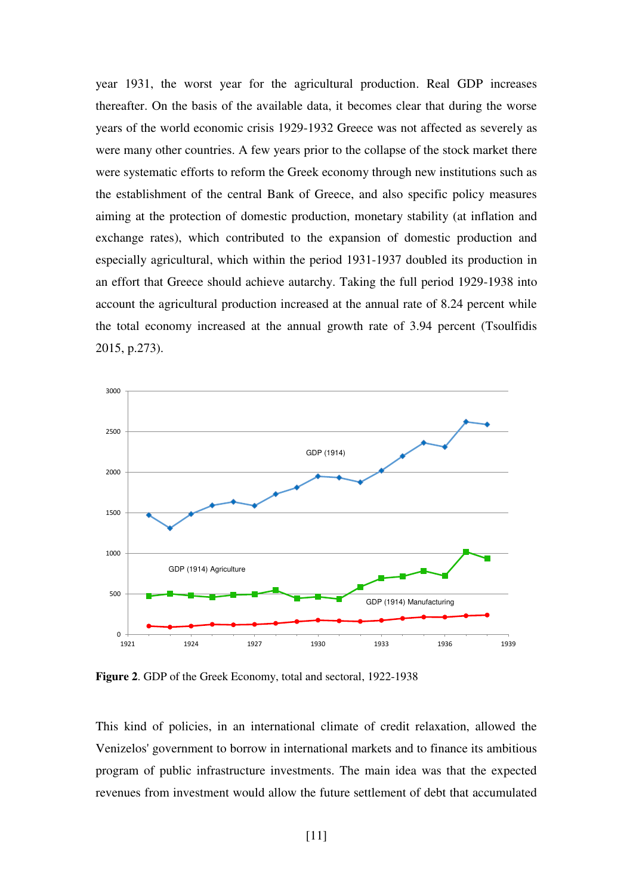year 1931, the worst year for the agricultural production. Real GDP increases thereafter. On the basis of the available data, it becomes clear that during the worse years of the world economic crisis 1929-1932 Greece was not affected as severely as were many other countries. A few years prior to the collapse of the stock market there were systematic efforts to reform the Greek economy through new institutions such as the establishment of the central Bank of Greece, and also specific policy measures aiming at the protection of domestic production, monetary stability (at inflation and exchange rates), which contributed to the expansion of domestic production and especially agricultural, which within the period 1931-1937 doubled its production in an effort that Greece should achieve autarchy. Taking the full period 1929-1938 into account the agricultural production increased at the annual rate of 8.24 percent while the total economy increased at the annual growth rate of 3.94 percent (Tsoulfidis 2015, p.273).

**Figure 2**. GDP of the Greek Economy, total and sectoral, 1922-1938

This kind of policies, in an international climate of credit relaxation, allowed the Venizelos' government to borrow in international markets and to finance its ambitious program of public infrastructure investments. The main idea was that the expected revenues from investment would allow the future settlement of debt that accumulated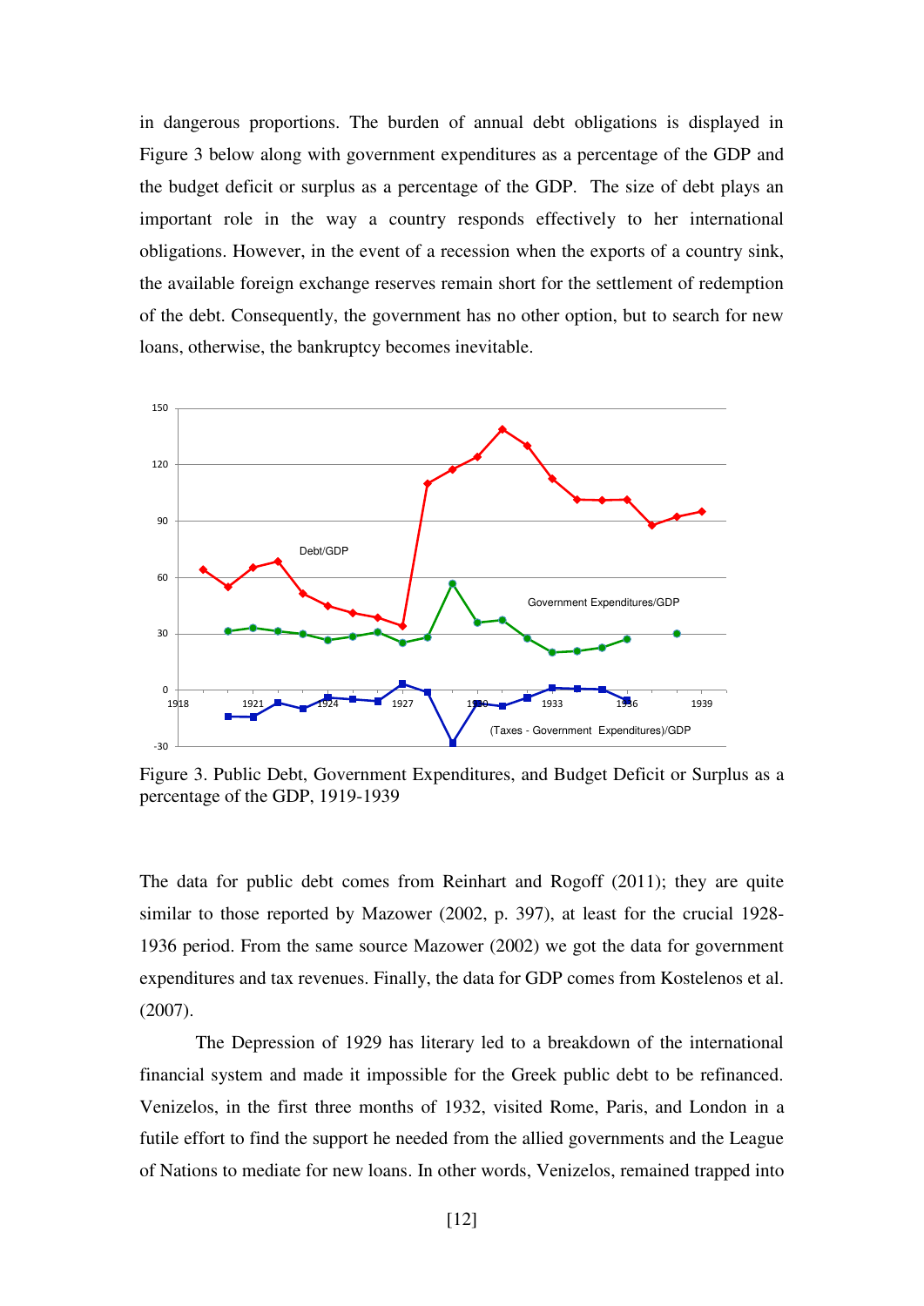in dangerous proportions. The burden of annual debt obligations is displayed in Figure 3 below along with government expenditures as a percentage of the GDP and the budget deficit or surplus as a percentage of the GDP. The size of debt plays an important role in the way a country responds effectively to her international obligations. However, in the event of a recession when the exports of a country sink, the available foreign exchange reserves remain short for the settlement of redemption of the debt. Consequently, the government has no other option, but to search for new loans, otherwise, the bankruptcy becomes inevitable.

Figure 3. Public Debt, Government Expenditures, and Budget Deficit or Surplus as a percentage of the GDP, 1919-1939

The data for public debt comes from Reinhart and Rogoff (2011); they are quite similar to those reported by Mazower (2002, p. 397), at least for the crucial 1928-1936 period. From the same source Mazower (2002) we got the data for government expenditures and tax revenues. Finally, the data for GDP comes from Kostelenos et al. (2007).

The Depression of 1929 has literary led to a breakdown of the international financial system and made it impossible for the Greek public debt to be refinanced. Venizelos, in the first three months of 1932, visited Rome, Paris, and London in a futile effort to find the support he needed from the allied governments and the League of Nations to mediate for new loans. In other words, Venizelos, remained trapped into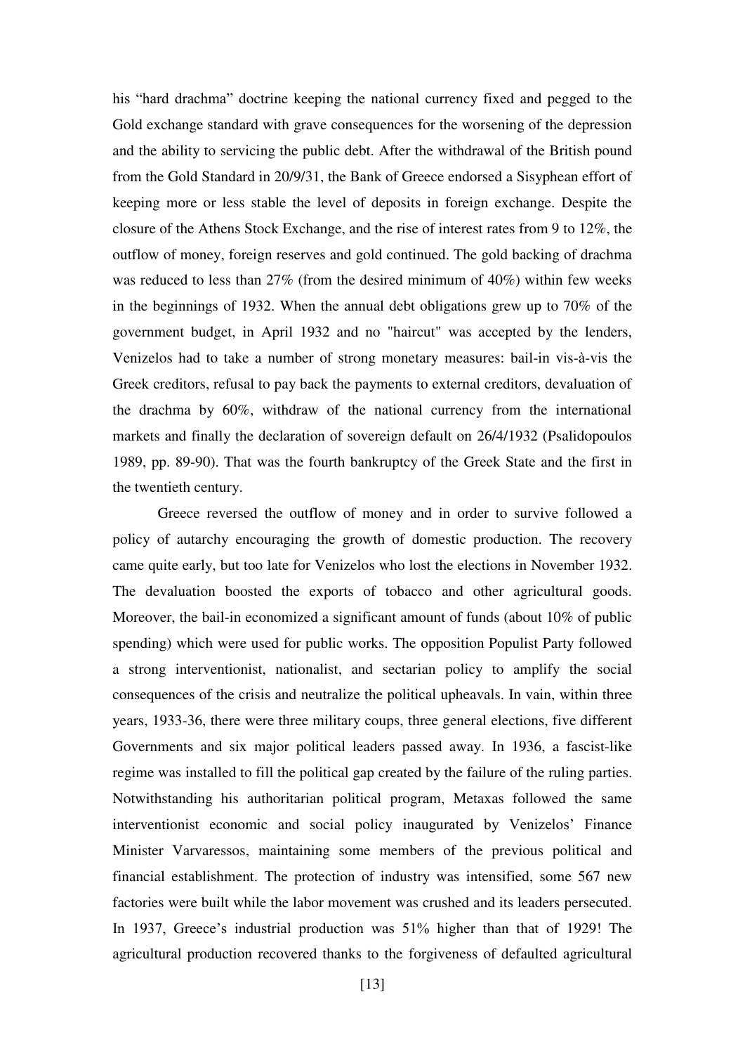his "hard drachma" doctrine keeping the national currency fixed and pegged to the Gold exchange standard with grave consequences for the worsening of the depression and the ability to servicing the public debt. After the withdrawal of the British pound from the Gold Standard in 20/9/31, the Bank of Greece endorsed a Sisyphean effort of keeping more or less stable the level of deposits in foreign exchange. Despite the closure of the Athens Stock Exchange, and the rise of interest rates from 9 to 12%, the outflow of money, foreign reserves and gold continued. The gold backing of drachma was reduced to less than 27% (from the desired minimum of 40%) within few weeks in the beginnings of 1932. When the annual debt obligations grew up to 70% of the government budget, in April 1932 and no "haircut" was accepted by the lenders, Venizelos had to take a number of strong monetary measures: bail-in vis-à-vis the Greek creditors, refusal to pay back the payments to external creditors, devaluation of the drachma by 60%, withdraw of the national currency from the international markets and finally the declaration of sovereign default on 26/4/1932 (Psalidopoulos 1989, pp. 89-90). That was the fourth bankruptcy of the Greek State and the first in the twentieth century.

Greece reversed the outflow of money and in order to survive followed a policy of autarchy encouraging the growth of domestic production. The recovery came quite early, but too late for Venizelos who lost the elections in November 1932. The devaluation boosted the exports of tobacco and other agricultural goods. Moreover, the bail-in economized a significant amount of funds (about 10% of public spending) which were used for public works. The opposition Populist Party followed a strong interventionist, nationalist, and sectarian policy to amplify the social consequences of the crisis and neutralize the political upheavals. In vain, within three years, 1933-36, there were three military coups, three general elections, five different Governments and six major political leaders passed away. In 1936, a fascist-like regime was installed to fill the political gap created by the failure of the ruling parties. Notwithstanding his authoritarian political program, Metaxas followed the same interventionist economic and social policy inaugurated by Venizelos' Finance Minister Varvaressos, maintaining some members of the previous political and financial establishment. The protection of industry was intensified, some 567 new factories were built while the labor movement was crushed and its leaders persecuted. In 1937, Greece's industrial production was 51% higher than that of 1929! The agricultural production recovered thanks to the forgiveness of defaulted agricultural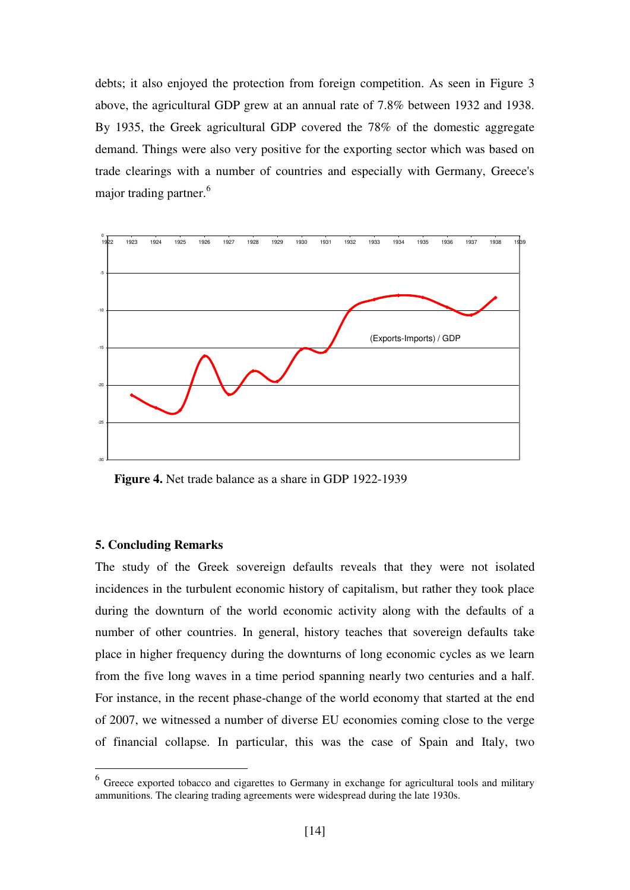debts; it also enjoyed the protection from foreign competition. As seen in Figure 3 above, the agricultural GDP grew at an annual rate of 7.8% between 1932 and 1938. By 1935, the Greek agricultural GDP covered the 78% of the domestic aggregate demand. Things were also very positive for the exporting sector which was based on trade clearings with a number of countries and especially with Germany, Greece's major trading partner.[6]

**Figure 4.** Net trade balance as a share in GDP 1922-1939

## 5. Concluding Remarks

The study of the Greek sovereign defaults reveals that they were not isolated incidences in the turbulent economic history of capitalism, but rather they took place during the downturn of the world economic activity along with the defaults of a number of other countries. In general, history teaches that sovereign defaults take place in higher frequency during the downturns of long economic cycles as we learn from the five long waves in a time period spanning nearly two centuries and a half. For instance, in the recent phase-change of the world economy that started at the end of 2007, we witnessed a number of diverse EU economies coming close to the verge of financial collapse. In particular, this was the case of Spain and Italy, two

[6] Greece exported tobacco and cigarettes to Germany in exchange for agricultural tools and military ammunitions. The clearing trading agreements were widespread during the late 1930s.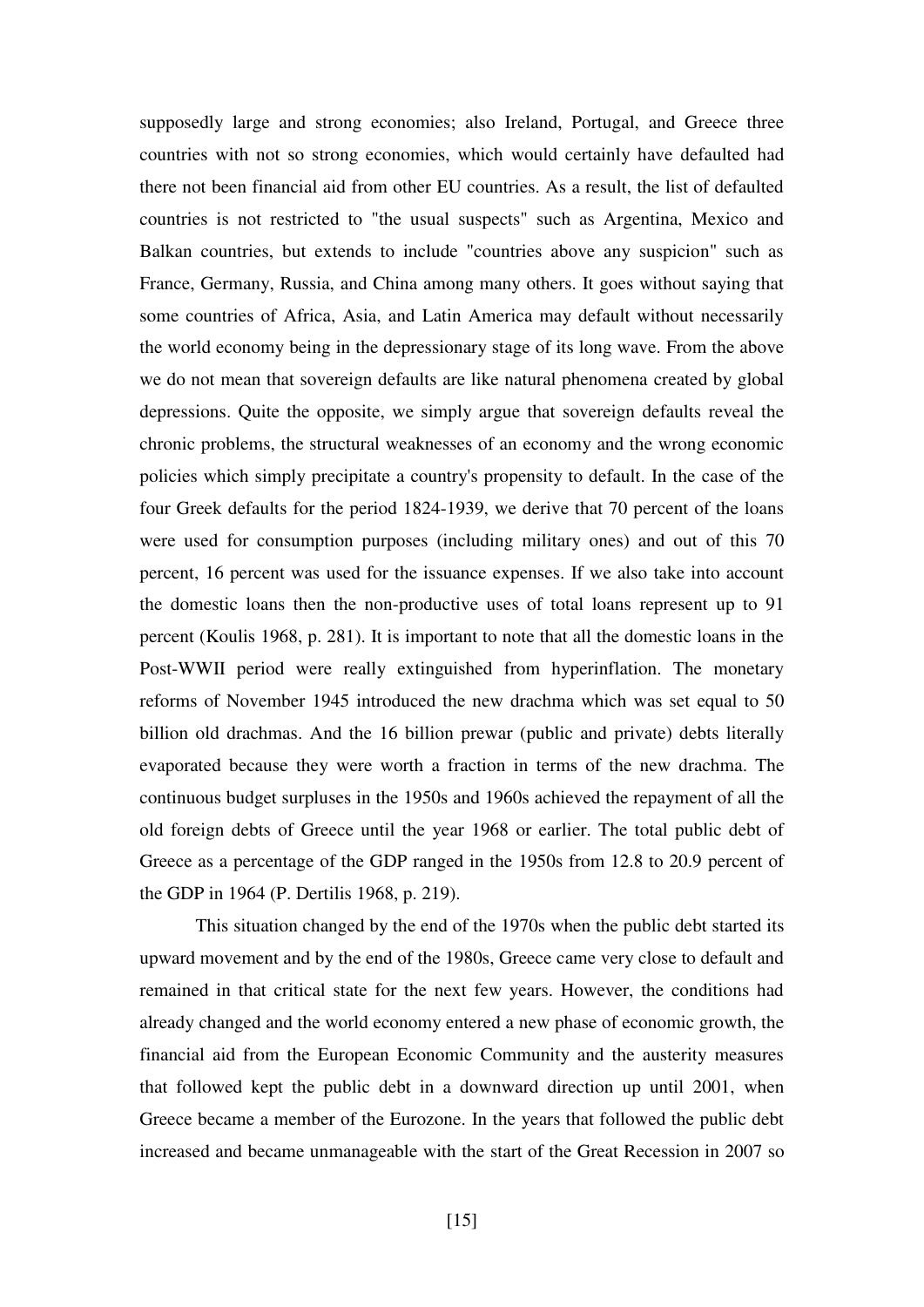supposedly large and strong economies; also Ireland, Portugal, and Greece three countries with not so strong economies, which would certainly have defaulted had there not been financial aid from other EU countries. As a result, the list of defaulted countries is not restricted to "the usual suspects" such as Argentina, Mexico and Balkan countries, but extends to include "countries above any suspicion" such as France, Germany, Russia, and China among many others. It goes without saying that some countries of Africa, Asia, and Latin America may default without necessarily the world economy being in the depressionary stage of its long wave. From the above we do not mean that sovereign defaults are like natural phenomena created by global depressions. Quite the opposite, we simply argue that sovereign defaults reveal the chronic problems, the structural weaknesses of an economy and the wrong economic policies which simply precipitate a country's propensity to default. In the case of the four Greek defaults for the period 1824-1939, we derive that 70 percent of the loans were used for consumption purposes (including military ones) and out of this 70 percent, 16 percent was used for the issuance expenses. If we also take into account the domestic loans then the non-productive uses of total loans represent up to 91 percent (Koulis 1968, p. 281). It is important to note that all the domestic loans in the Post-WWII period were really extinguished from hyperinflation. The monetary reforms of November 1945 introduced the new drachma which was set equal to 50 billion old drachmas. And the 16 billion prewar (public and private) debts literally evaporated because they were worth a fraction in terms of the new drachma. The continuous budget surpluses in the 1950s and 1960s achieved the repayment of all the old foreign debts of Greece until the year 1968 or earlier. The total public debt of Greece as a percentage of the GDP ranged in the 1950s from 12.8 to 20.9 percent of the GDP in 1964 (P. Dertilis 1968, p. 219).

This situation changed by the end of the 1970s when the public debt started its upward movement and by the end of the 1980s, Greece came very close to default and remained in that critical state for the next few years. However, the conditions had already changed and the world economy entered a new phase of economic growth, the financial aid from the European Economic Community and the austerity measures that followed kept the public debt in a downward direction up until 2001, when Greece became a member of the Eurozone. In the years that followed the public debt increased and became unmanageable with the start of the Great Recession in 2007 so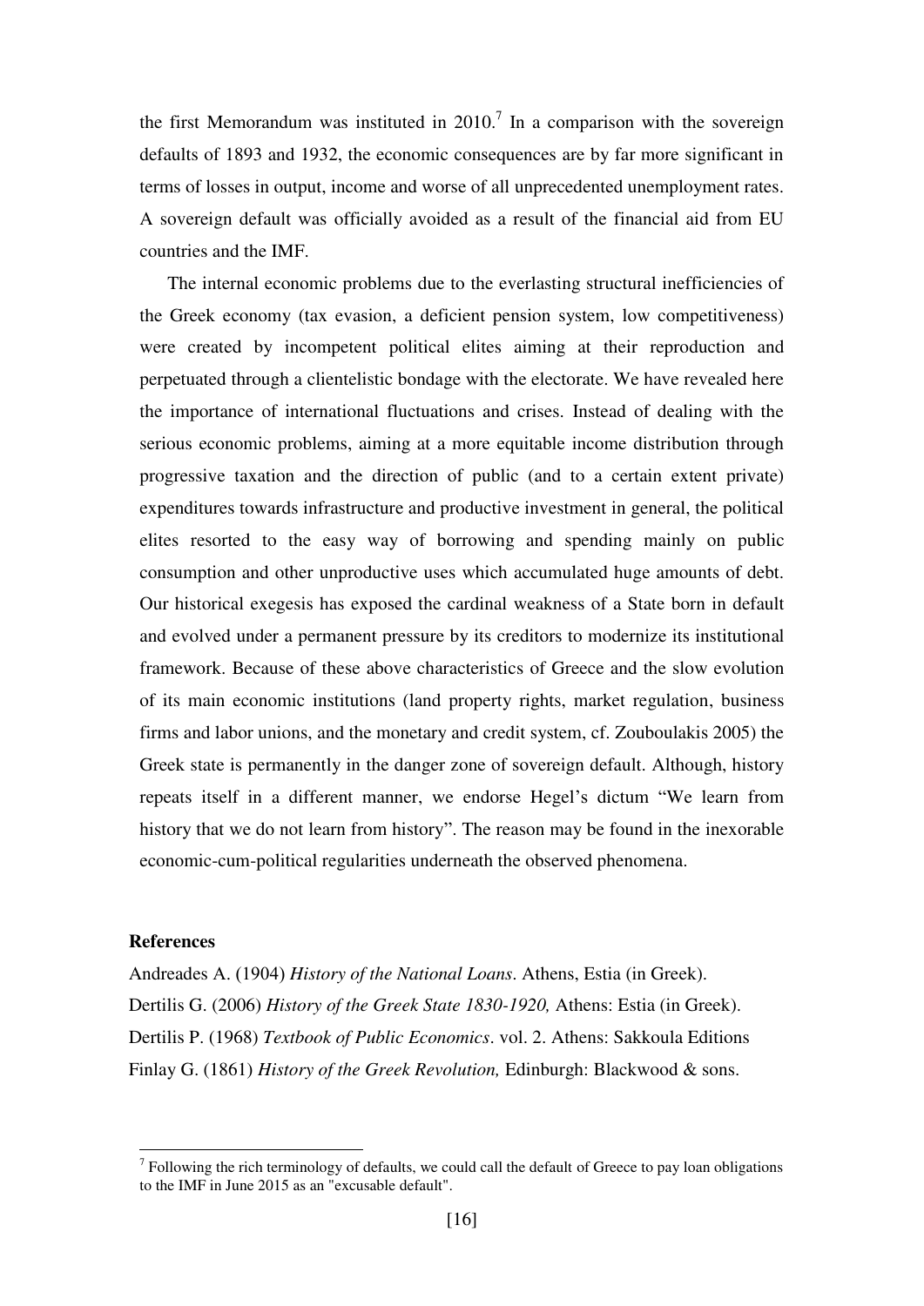the first Memorandum was instituted in 2010.[7] In a comparison with the sovereign defaults of 1893 and 1932, the economic consequences are by far more significant in terms of losses in output, income and worse of all unprecedented unemployment rates. A sovereign default was officially avoided as a result of the financial aid from EU countries and the IMF.

The internal economic problems due to the everlasting structural inefficiencies of the Greek economy (tax evasion, a deficient pension system, low competitiveness) were created by incompetent political elites aiming at their reproduction and perpetuated through a clientelistic bondage with the electorate. We have revealed here the importance of international fluctuations and crises. Instead of dealing with the serious economic problems, aiming at a more equitable income distribution through progressive taxation and the direction of public (and to a certain extent private) expenditures towards infrastructure and productive investment in general, the political elites resorted to the easy way of borrowing and spending mainly on public consumption and other unproductive uses which accumulated huge amounts of debt. Our historical exegesis has exposed the cardinal weakness of a State born in default and evolved under a permanent pressure by its creditors to modernize its institutional framework. Because of these above characteristics of Greece and the slow evolution of its main economic institutions (land property rights, market regulation, business firms and labor unions, and the monetary and credit system, cf. Zouboulakis 2005) the Greek state is permanently in the danger zone of sovereign default. Although, history repeats itself in a different manner, we endorse Hegel's dictum "We learn from history that we do not learn from history". The reason may be found in the inexorable economic-cum-political regularities underneath the observed phenomena.

## References

Andreades A. (1904) *History of the National Loans*. Athens, Estia (in Greek).

Dertilis G. (2006) *History of the Greek State 1830-1920,* Athens: Estia (in Greek).

Dertilis P. (1968) *Textbook of Public Economics*. vol. 2. Athens: Sakkoula Editions

Finlay G. (1861) *History of the Greek Revolution,* Edinburgh: Blackwood & sons.

---

[7] Following the rich terminology of defaults, we could call the default of Greece to pay loan obligations to the IMF in June 2015 as an "excusable default".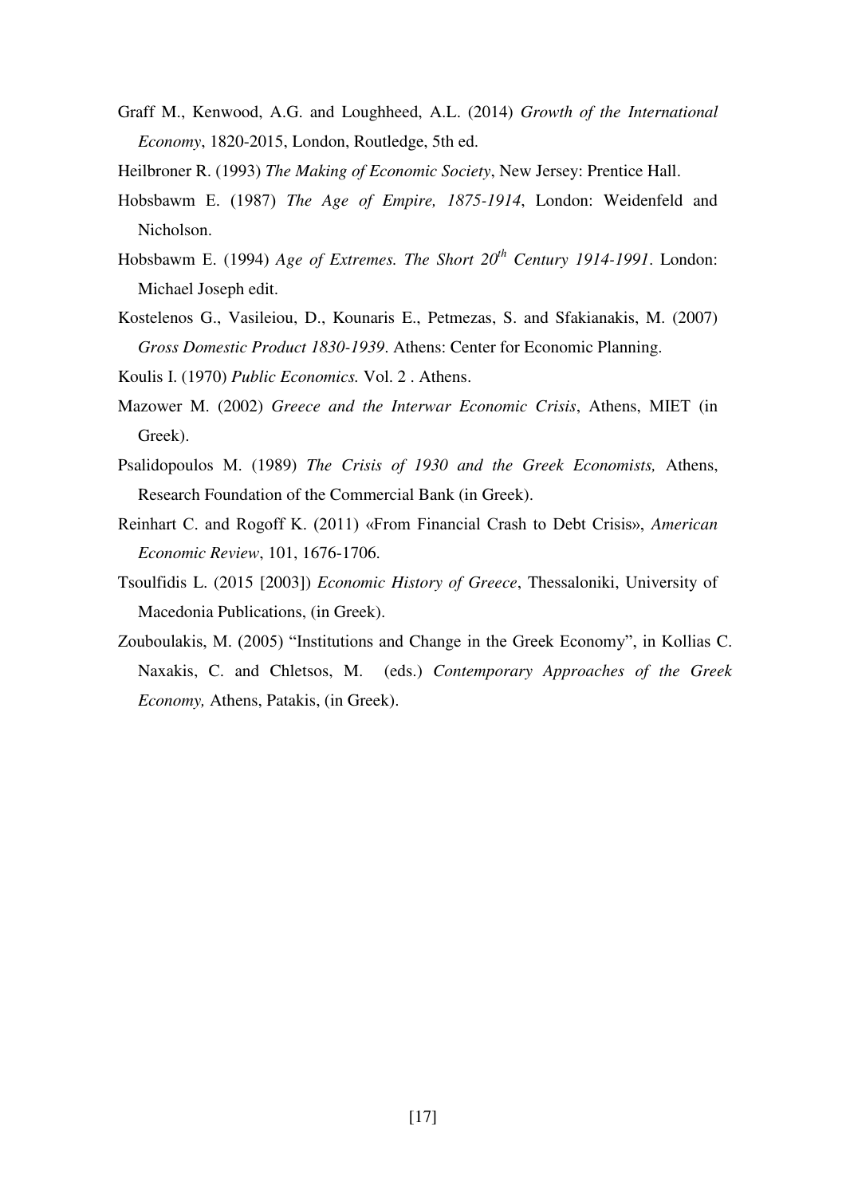Graff M., Kenwood, A.G. and Loughheed, A.L. (2014) *Growth of the International Economy*, 1820-2015, London, Routledge, 5th ed.

Heilbroner R. (1993) *The Making of Economic Society*, New Jersey: Prentice Hall.

Hobsbawm E. (1987) *The Age of Empire, 1875-1914*, London: Weidenfeld and Nicholson.

Hobsbawm E. (1994) *Age of Extremes. The Short 20th Century 1914-1991*. London: Michael Joseph edit.

Kostelenos G., Vasileiou, D., Kounaris E., Petmezas, S. and Sfakianakis, M. (2007) *Gross Domestic Product 1830-1939*. Athens: Center for Economic Planning.

Koulis I. (1970) *Public Economics.* Vol. 2 . Athens.

Mazower M. (2002) *Greece and the Interwar Economic Crisis*, Athens, MIET (in Greek).

Psalidopoulos M. (1989) *The Crisis of 1930 and the Greek Economists,* Athens, Research Foundation of the Commercial Bank (in Greek).

Reinhart C. and Rogoff K. (2011) «From Financial Crash to Debt Crisis», *American Economic Review*, 101, 1676-1706.

Tsoulfidis L. (2015 [2003]) *Economic History of Greece*, Thessaloniki, University of Macedonia Publications, (in Greek).

Zouboulakis, M. (2005) "Institutions and Change in the Greek Economy", in Kollias C. Naxakis, C. and Chletsos, M. (eds.) *Contemporary Approaches of the Greek Economy,* Athens, Patakis, (in Greek).